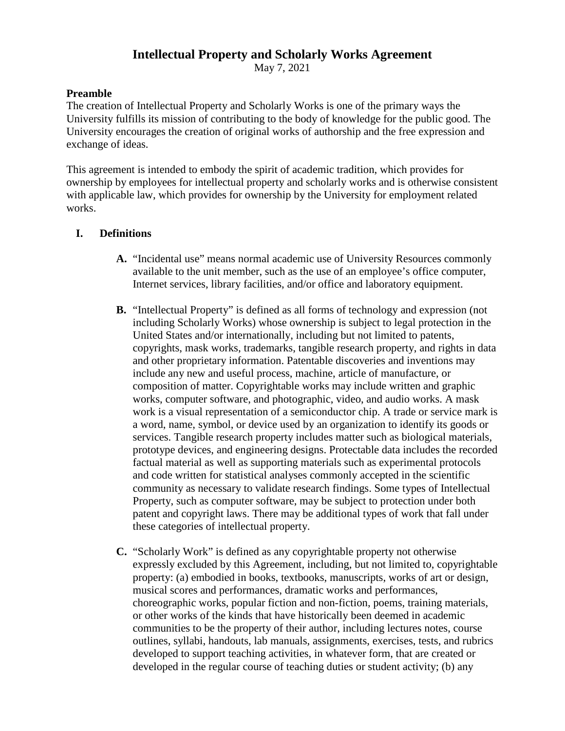# Intellectual Property and Scholarly Works Agreement

May 7, 2021

**Preamble**

The creation of Intellectual Property and Scholarly Works is one of the primary ways the University fulfills its mission of contributing to the body of knowledge for the public good. The University encourages the creation of original works of authorship and the free expression and exchange of ideas.

This agreement is intended to embody the spirit of academic tradition, which provides for ownership by employees for intellectual property and scholarly works and is otherwise consistent with applicable law, which provides for ownership by the University for employment related works.

## I. Definitions

**A.** "Incidental use" means normal academic use of University Resources commonly available to the unit member, such as the use of an employee's office computer, Internet services, library facilities, and/or office and laboratory equipment.

**B.** "Intellectual Property" is defined as all forms of technology and expression (not including Scholarly Works) whose ownership is subject to legal protection in the United States and/or internationally, including but not limited to patents, copyrights, mask works, trademarks, tangible research property, and rights in data and other proprietary information. Patentable discoveries and inventions may include any new and useful process, machine, article of manufacture, or composition of matter. Copyrightable works may include written and graphic works, computer software, and photographic, video, and audio works. A mask work is a visual representation of a semiconductor chip. A trade or service mark is a word, name, symbol, or device used by an organization to identify its goods or services. Tangible research property includes matter such as biological materials, prototype devices, and engineering designs. Protectable data includes the recorded factual material as well as supporting materials such as experimental protocols and code written for statistical analyses commonly accepted in the scientific community as necessary to validate research findings. Some types of Intellectual Property, such as computer software, may be subject to protection under both patent and copyright laws. There may be additional types of work that fall under these categories of intellectual property.

**C.** "Scholarly Work" is defined as any copyrightable property not otherwise expressly excluded by this Agreement, including, but not limited to, copyrightable property: (a) embodied in books, textbooks, manuscripts, works of art or design, musical scores and performances, dramatic works and performances, choreographic works, popular fiction and non-fiction, poems, training materials, or other works of the kinds that have historically been deemed in academic communities to be the property of their author, including lectures notes, course outlines, syllabi, handouts, lab manuals, assignments, exercises, tests, and rubrics developed to support teaching activities, in whatever form, that are created or developed in the regular course of teaching duties or student activity; (b) any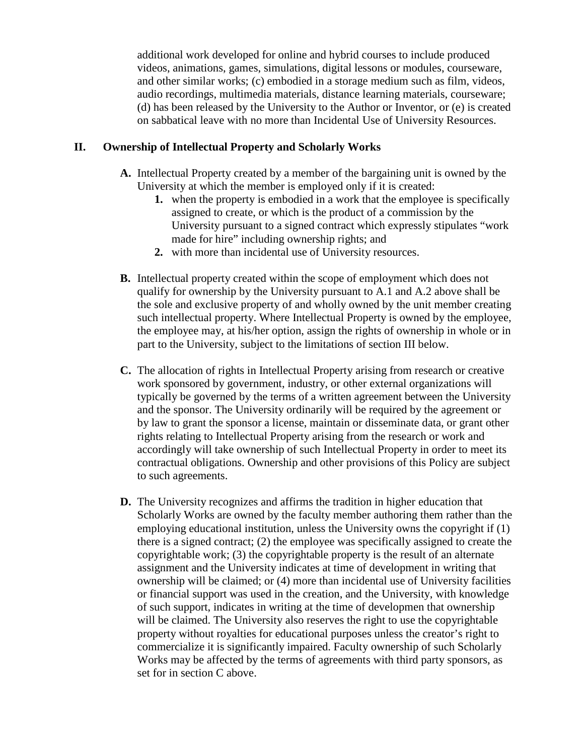additional work developed for online and hybrid courses to include produced videos, animations, games, simulations, digital lessons or modules, courseware, and other similar works; (c) embodied in a storage medium such as film, videos, audio recordings, multimedia materials, distance learning materials, courseware; (d) has been released by the University to the Author or Inventor, or (e) is created on sabbatical leave with no more than Incidental Use of University Resources.

## II. Ownership of Intellectual Property and Scholarly Works

**A.** Intellectual Property created by a member of the bargaining unit is owned by the University at which the member is employed only if it is created:

1. when the property is embodied in a work that the employee is specifically assigned to create, or which is the product of a commission by the University pursuant to a signed contract which expressly stipulates "work made for hire" including ownership rights; and
2. with more than incidental use of University resources.

**B.** Intellectual property created within the scope of employment which does not qualify for ownership by the University pursuant to A.1 and A.2 above shall be the sole and exclusive property of and wholly owned by the unit member creating such intellectual property. Where Intellectual Property is owned by the employee, the employee may, at his/her option, assign the rights of ownership in whole or in part to the University, subject to the limitations of section III below.

**C.** The allocation of rights in Intellectual Property arising from research or creative work sponsored by government, industry, or other external organizations will typically be governed by the terms of a written agreement between the University and the sponsor. The University ordinarily will be required by the agreement or by law to grant the sponsor a license, maintain or disseminate data, or grant other rights relating to Intellectual Property arising from the research or work and accordingly will take ownership of such Intellectual Property in order to meet its contractual obligations. Ownership and other provisions of this Policy are subject to such agreements.

**D.** The University recognizes and affirms the tradition in higher education that Scholarly Works are owned by the faculty member authoring them rather than the employing educational institution, unless the University owns the copyright if (1) there is a signed contract; (2) the employee was specifically assigned to create the copyrightable work; (3) the copyrightable property is the result of an alternate assignment and the University indicates at time of development in writing that ownership will be claimed; or (4) more than incidental use of University facilities or financial support was used in the creation, and the University, with knowledge of such support, indicates in writing at the time of developmen that ownership will be claimed. The University also reserves the right to use the copyrightable property without royalties for educational purposes unless the creator's right to commercialize it is significantly impaired. Faculty ownership of such Scholarly Works may be affected by the terms of agreements with third party sponsors, as set for in section C above.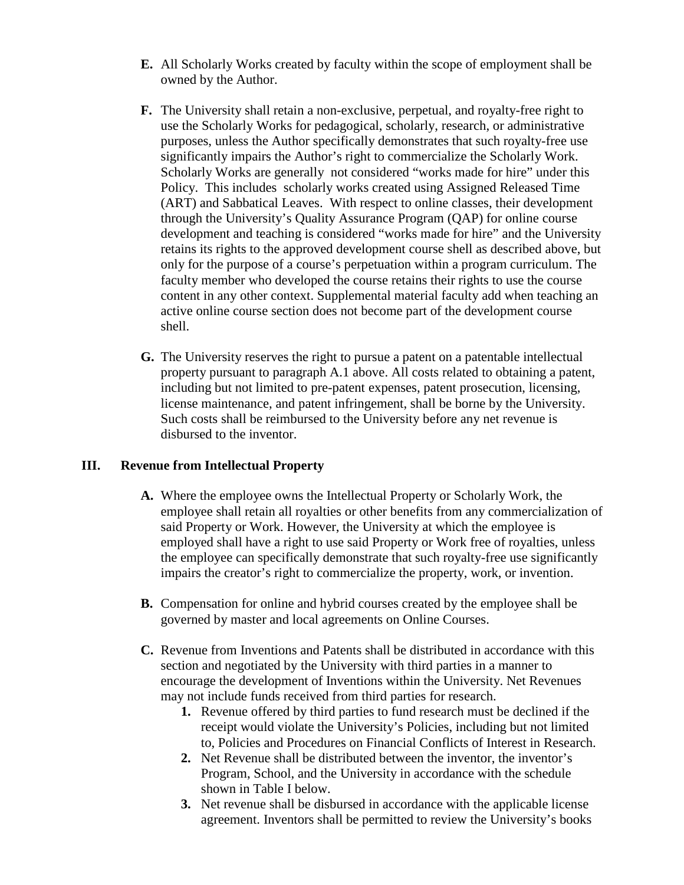**E.** All Scholarly Works created by faculty within the scope of employment shall be owned by the Author.

**F.** The University shall retain a non-exclusive, perpetual, and royalty-free right to use the Scholarly Works for pedagogical, scholarly, research, or administrative purposes, unless the Author specifically demonstrates that such royalty-free use significantly impairs the Author's right to commercialize the Scholarly Work. Scholarly Works are generally not considered "works made for hire" under this Policy. This includes scholarly works created using Assigned Released Time (ART) and Sabbatical Leaves. With respect to online classes, their development through the University's Quality Assurance Program (QAP) for online course development and teaching is considered "works made for hire" and the University retains its rights to the approved development course shell as described above, but only for the purpose of a course's perpetuation within a program curriculum. The faculty member who developed the course retains their rights to use the course content in any other context. Supplemental material faculty add when teaching an active online course section does not become part of the development course shell.

**G.** The University reserves the right to pursue a patent on a patentable intellectual property pursuant to paragraph A.1 above. All costs related to obtaining a patent, including but not limited to pre-patent expenses, patent prosecution, licensing, license maintenance, and patent infringement, shall be borne by the University. Such costs shall be reimbursed to the University before any net revenue is disbursed to the inventor.

## III. Revenue from Intellectual Property

**A.** Where the employee owns the Intellectual Property or Scholarly Work, the employee shall retain all royalties or other benefits from any commercialization of said Property or Work. However, the University at which the employee is employed shall have a right to use said Property or Work free of royalties, unless the employee can specifically demonstrate that such royalty-free use significantly impairs the creator's right to commercialize the property, work, or invention.

**B.** Compensation for online and hybrid courses created by the employee shall be governed by master and local agreements on Online Courses.

**C.** Revenue from Inventions and Patents shall be distributed in accordance with this section and negotiated by the University with third parties in a manner to encourage the development of Inventions within the University. Net Revenues may not include funds received from third parties for research.

1. Revenue offered by third parties to fund research must be declined if the receipt would violate the University's Policies, including but not limited to, Policies and Procedures on Financial Conflicts of Interest in Research.
2. Net Revenue shall be distributed between the inventor, the inventor's Program, School, and the University in accordance with the schedule shown in Table I below.
3. Net revenue shall be disbursed in accordance with the applicable license agreement. Inventors shall be permitted to review the University's books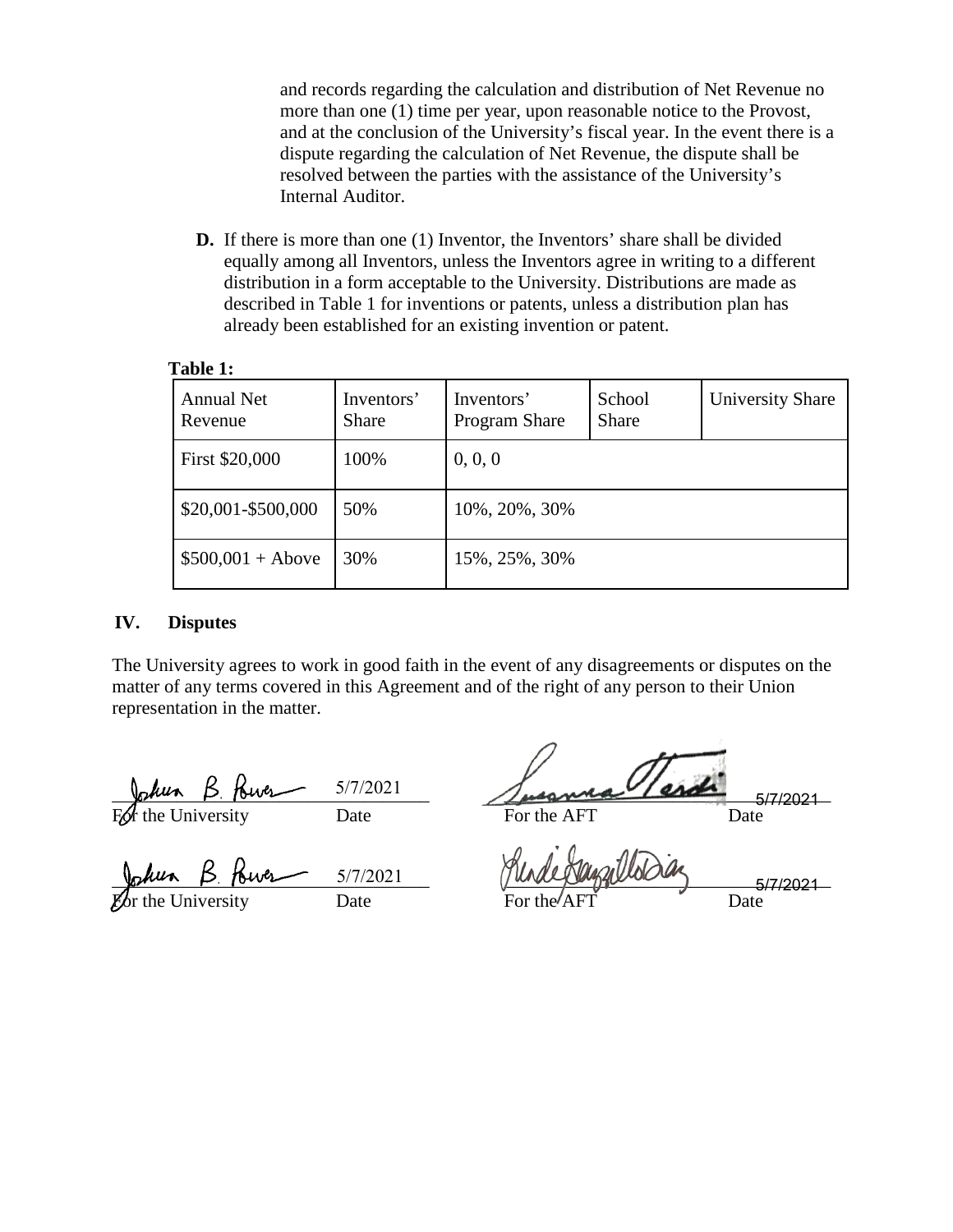and records regarding the calculation and distribution of Net Revenue no more than one (1) time per year, upon reasonable notice to the Provost, and at the conclusion of the University's fiscal year. In the event there is a dispute regarding the calculation of Net Revenue, the dispute shall be resolved between the parties with the assistance of the University's Internal Auditor.

**D.** If there is more than one (1) Inventor, the Inventors' share shall be divided equally among all Inventors, unless the Inventors agree in writing to a different distribution in a form acceptable to the University. Distributions are made as described in Table 1 for inventions or patents, unless a distribution plan has already been established for an existing invention or patent.

**Table 1:**

| Annual Net Revenue | Inventors' Share | Inventors' Program Share | School Share | University Share |
|---|---|---|---|---|
| First $20,000 | 100% | 0, 0, 0 | | |
| $20,001-$500,000 | 50% | 10%, 20%, 30% | | |
| $500,001 + Above | 30% | 15%, 25%, 30% | | |

## IV. Disputes

The University agrees to work in good faith in the event of any disagreements or disputes on the matter of any terms covered in this Agreement and of the right of any person to their Union representation in the matter.

Joshua B. Powers — 5/7/2021
For the University — Date

Susanna — 5/7/2021
For the AFT — Date

Joshua B. Powers — 5/7/2021
For the University — Date

5/7/2021
For the AFT — Date